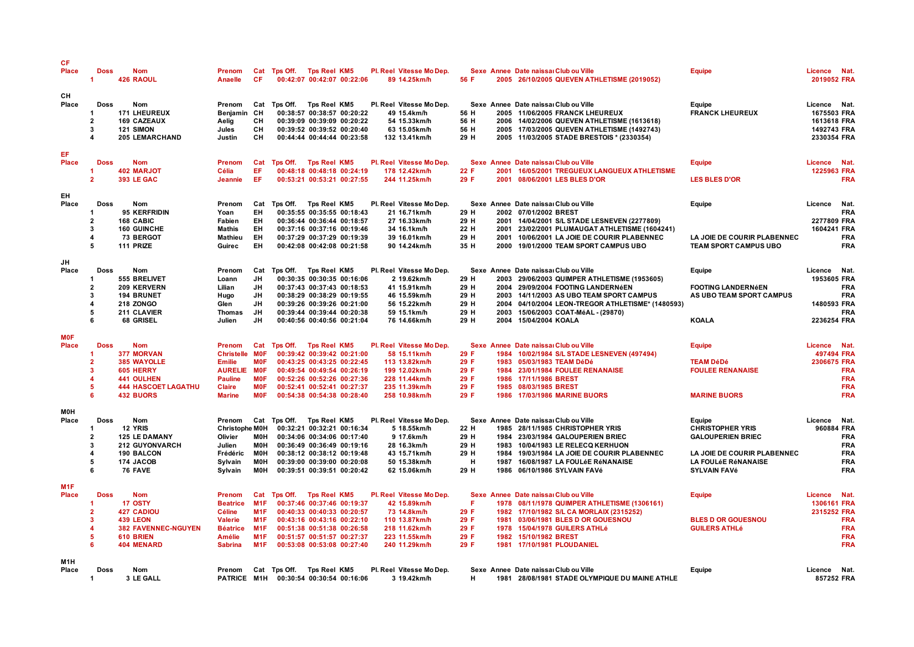## CF

| Place | Doss | Nom | Prenom | Cat | Tps Off. | Tps Reel | KM5 | Pl. Reel | Vitesse | Mo Dep. | Sexe | Annee | Date naissa | Club ou Ville | Equipe | Licence | Nat. |
|---|---|---|---|---|---|---|---|---|---|---|---|---|---|---|---|---|---|
| 1 | 426 | RAOUL | Anaelle | CF | 00:42:07 | 00:42:07 | 00:22:06 | 89 | 14.25km/h | 56 | F | 2005 | 26/10/2005 | QUEVEN ATHLETISME (2019052) | | 2019052 | FRA |

## CH

| Place | Doss | Nom | Prenom | Cat | Tps Off. | Tps Reel | KM5 | Pl. Reel | Vitesse | Mo Dep. | Sexe | Annee | Date naissa | Club ou Ville | Equipe | Licence | Nat. |
|---|---|---|---|---|---|---|---|---|---|---|---|---|---|---|---|---|---|
| 1 | 171 | LHEUREUX | Benjamin | CH | 00:38:57 | 00:38:57 | 00:20:22 | 49 | 15.4km/h | 56 | H | 2005 | 11/06/2005 | FRANCK LHEUREUX | FRANCK LHEUREUX | 1675503 | FRA |
| 2 | 169 | CAZEAUX | Aelig | CH | 00:39:09 | 00:39:09 | 00:20:22 | 54 | 15.33km/h | 56 | H | 2006 | 14/02/2006 | QUEVEN ATHLETISME (1613618) | | 1613618 | FRA |
| 3 | 121 | SIMON | Jules | CH | 00:39:52 | 00:39:52 | 00:20:40 | 63 | 15.05km/h | 56 | H | 2005 | 17/03/2005 | QUEVEN ATHLETISME (1492743) | | 1492743 | FRA |
| 4 | 205 | LEMARCHAND | Justin | CH | 00:44:44 | 00:44:44 | 00:23:58 | 132 | 13.41km/h | 29 | H | 2005 | 11/03/2005 | STADE BRESTOIS * (2330354) | | 2330354 | FRA |

## EF

| Place | Doss | Nom | Prenom | Cat | Tps Off. | Tps Reel | KM5 | Pl. Reel | Vitesse | Mo Dep. | Sexe | Annee | Date naissa | Club ou Ville | Equipe | Licence | Nat. |
|---|---|---|---|---|---|---|---|---|---|---|---|---|---|---|---|---|---|
| 1 | 402 | MARJOT | Célia | EF | 00:48:18 | 00:48:18 | 00:24:19 | 178 | 12.42km/h | 22 | F | 2001 | 16/05/2001 | TREGUEUX LANGUEUX ATHLETISME | | 1225963 | FRA |
| 2 | 393 | LE GAC | Jeannie | EF | 00:53:21 | 00:53:21 | 00:27:55 | 244 | 11.25km/h | 29 | F | 2001 | 08/06/2001 | LES BLES D'OR | LES BLES D'OR | | FRA |

## EH

| Place | Doss | Nom | Prenom | Cat | Tps Off. | Tps Reel | KM5 | Pl. Reel | Vitesse | Mo Dep. | Sexe | Annee | Date naissa | Club ou Ville | Equipe | Licence | Nat. |
|---|---|---|---|---|---|---|---|---|---|---|---|---|---|---|---|---|---|
| 1 | 95 | KERFRIDIN | Yoan | EH | 00:35:55 | 00:35:55 | 00:18:43 | 21 | 16.71km/h | 29 | H | 2002 | 07/01/2002 | BREST | | | FRA |
| 2 | 168 | CABIC | Fabien | EH | 00:36:44 | 00:36:44 | 00:18:57 | 27 | 16.33km/h | 29 | H | 2001 | 14/04/2001 | S/L STADE LESNEVEN (2277809) | | 2277809 | FRA |
| 3 | 160 | GUINCHE | Mathis | EH | 00:37:16 | 00:37:16 | 00:19:46 | 34 | 16.1km/h | 22 | H | 2001 | 23/02/2001 | PLUMAUGAT ATHLETISME (1604241) | | 1604241 | FRA |
| 4 | 73 | BERGOT | Mathieu | EH | 00:37:29 | 00:37:29 | 00:19:39 | 39 | 16.01km/h | 29 | H | 2001 | 10/06/2001 | LA JOIE DE COURIR PLABENNEC | LA JOIE DE COURIR PLABENNEC | | FRA |
| 5 | 111 | PRIZE | Guirec | EH | 00:42:08 | 00:42:08 | 00:21:58 | 90 | 14.24km/h | 35 | H | 2000 | 19/01/2000 | TEAM SPORT CAMPUS UBO | TEAM SPORT CAMPUS UBO | | FRA |

## JH

| Place | Doss | Nom | Prenom | Cat | Tps Off. | Tps Reel | KM5 | Pl. Reel | Vitesse | Mo Dep. | Sexe | Annee | Date naissa | Club ou Ville | Equipe | Licence | Nat. |
|---|---|---|---|---|---|---|---|---|---|---|---|---|---|---|---|---|---|
| 1 | 555 | BRELIVET | Loann | JH | 00:30:35 | 00:30:35 | 00:16:06 | 2 | 19.62km/h | 29 | H | 2003 | 29/06/2003 | QUIMPER ATHLETISME (1953605) | | 1953605 | FRA |
| 2 | 209 | KERVERN | Lilian | JH | 00:37:43 | 00:37:43 | 00:18:53 | 41 | 15.91km/h | 29 | H | 2004 | 29/09/2004 | FOOTING LANDERNéEN | FOOTING LANDERNéEN | | FRA |
| 3 | 194 | BRUNET | Hugo | JH | 00:38:29 | 00:38:29 | 00:19:55 | 46 | 15.59km/h | 29 | H | 2003 | 14/11/2003 | AS UBO TEAM SPORT CAMPUS | AS UBO TEAM SPORT CAMPUS | | FRA |
| 4 | 218 | ZONGO | Glen | JH | 00:39:26 | 00:39:26 | 00:21:00 | 56 | 15.22km/h | 29 | H | 2004 | 04/10/2004 | LEON-TREGOR ATHLETISME* (1480593) | | 1480593 | FRA |
| 5 | 211 | CLAVIER | Thomas | JH | 00:39:44 | 00:39:44 | 00:20:38 | 59 | 15.1km/h | 29 | H | 2003 | 15/06/2003 | COAT-MéAL - (29870) | | | FRA |
| 6 | 68 | GRISEL | Julien | JH | 00:40:56 | 00:40:56 | 00:21:04 | 76 | 14.66km/h | 29 | H | 2004 | 15/04/2004 | KOALA | KOALA | 2236254 | FRA |

## M0F

| Place | Doss | Nom | Prenom | Cat | Tps Off. | Tps Reel | KM5 | Pl. Reel | Vitesse | Mo Dep. | Sexe | Annee | Date naissa | Club ou Ville | Equipe | Licence | Nat. |
|---|---|---|---|---|---|---|---|---|---|---|---|---|---|---|---|---|---|
| 1 | 377 | MORVAN | Christelle | M0F | 00:39:42 | 00:39:42 | 00:21:00 | 58 | 15.11km/h | 29 | F | 1984 | 10/02/1984 | S/L STADE LESNEVEN (497494) | | 497494 | FRA |
| 2 | 385 | WAYOLLE | Emilie | M0F | 00:43:25 | 00:43:25 | 00:22:45 | 113 | 13.82km/h | 29 | F | 1983 | 05/03/1983 | TEAM DéDé | TEAM DéDé | 2306675 | FRA |
| 3 | 605 | HERRY | AURELIE | M0F | 00:49:54 | 00:49:54 | 00:26:19 | 199 | 12.02km/h | 29 | F | 1984 | 23/01/1984 | FOULEE RENANAISE | FOULEE RENANAISE | | FRA |
| 4 | 441 | OULHEN | Pauline | M0F | 00:52:26 | 00:52:26 | 00:27:36 | 228 | 11.44km/h | 29 | F | 1986 | 17/11/1986 | BREST | | | FRA |
| 5 | 444 | HASCOET LAGATHU | Claire | M0F | 00:52:41 | 00:52:41 | 00:27:37 | 235 | 11.39km/h | 29 | F | 1985 | 08/03/1985 | BREST | | | FRA |
| 6 | 432 | BUORS | Marine | M0F | 00:54:38 | 00:54:38 | 00:28:40 | 258 | 10.98km/h | 29 | F | 1986 | 17/03/1986 | MARINE BUORS | MARINE BUORS | | FRA |

## M0H

| Place | Doss | Nom | Prenom | Cat | Tps Off. | Tps Reel | KM5 | Pl. Reel | Vitesse | Mo Dep. | Sexe | Annee | Date naissa | Club ou Ville | Equipe | Licence | Nat. |
|---|---|---|---|---|---|---|---|---|---|---|---|---|---|---|---|---|---|
| 1 | 12 | YRIS | Christophe | M0H | 00:32:21 | 00:32:21 | 00:16:34 | 5 | 18.55km/h | 22 | H | 1985 | 28/11/1985 | CHRISTOPHER YRIS | CHRISTOPHER YRIS | 960884 | FRA |
| 2 | 125 | LE DAMANY | Olivier | M0H | 00:34:06 | 00:34:06 | 00:17:40 | 9 | 17.6km/h | 29 | H | 1984 | 23/03/1984 | GALOUPERIEN BRIEC | GALOUPERIEN BRIEC | | FRA |
| 3 | 212 | GUYONVARCH | Julien | M0H | 00:36:49 | 00:36:49 | 00:19:16 | 28 | 16.3km/h | 29 | H | 1983 | 10/04/1983 | LE RELECQ KERHUON | | | FRA |
| 4 | 190 | BALCON | Frédéric | M0H | 00:38:12 | 00:38:12 | 00:19:48 | 43 | 15.71km/h | 29 | H | 1984 | 19/03/1984 | LA JOIE DE COURIR PLABENNEC | LA JOIE DE COURIR PLABENNEC | | FRA |
| 5 | 174 | JACOB | Sylvain | M0H | 00:39:00 | 00:39:00 | 00:20:08 | 50 | 15.38km/h | | H | 1987 | 16/08/1987 | LA FOULéE RéNANAISE | LA FOULéE RéNANAISE | | FRA |
| 6 | 76 | FAVE | Sylvain | M0H | 00:39:51 | 00:39:51 | 00:20:42 | 62 | 15.06km/h | 29 | H | 1986 | 06/10/1986 | SYLVAIN FAVé | SYLVAIN FAVé | | FRA |

## M1F

| Place | Doss | Nom | Prenom | Cat | Tps Off. | Tps Reel | KM5 | Pl. Reel | Vitesse | Mo Dep. | Sexe | Annee | Date naissa | Club ou Ville | Equipe | Licence | Nat. |
|---|---|---|---|---|---|---|---|---|---|---|---|---|---|---|---|---|---|
| 1 | 17 | OSTY | Beatrice | M1F | 00:37:46 | 00:37:46 | 00:19:37 | 42 | 15.89km/h | | F | 1978 | 08/11/1978 | QUIMPER ATHLETISME (1306161) | | 1306161 | FRA |
| 2 | 427 | CADIOU | Céline | M1F | 00:40:33 | 00:40:33 | 00:20:57 | 73 | 14.8km/h | 29 | F | 1982 | 17/10/1982 | S/L CA MORLAIX (2315252) | | 2315252 | FRA |
| 3 | 439 | LEON | Valerie | M1F | 00:43:16 | 00:43:16 | 00:22:10 | 110 | 13.87km/h | 29 | F | 1981 | 03/06/1981 | BLES D OR GOUESNOU | BLES D OR GOUESNOU | | FRA |
| 4 | 382 | FAVENNEC-NGUYEN | Béatrice | M1F | 00:51:38 | 00:51:38 | 00:26:58 | 218 | 11.62km/h | 29 | F | 1978 | 15/04/1978 | GUILERS ATHLé | GUILERS ATHLé | | FRA |
| 5 | 610 | BRIEN | Amélie | M1F | 00:51:57 | 00:51:57 | 00:27:37 | 223 | 11.55km/h | 29 | F | 1982 | 15/10/1982 | BREST | | | FRA |
| 6 | 404 | MENARD | Sabrina | M1F | 00:53:08 | 00:53:08 | 00:27:40 | 240 | 11.29km/h | 29 | F | 1981 | 17/10/1981 | PLOUDANIEL | | | FRA |

## M1H

| Place | Doss | Nom | Prenom | Cat | Tps Off. | Tps Reel | KM5 | Pl. Reel | Vitesse | Mo Dep. | Sexe | Annee | Date naissa | Club ou Ville | Equipe | Licence | Nat. |
|---|---|---|---|---|---|---|---|---|---|---|---|---|---|---|---|---|---|
| 1 | 3 | LE GALL | PATRICE | M1H | 00:30:54 | 00:30:54 | 00:16:06 | 3 | 19.42km/h | | H | 1981 | 28/08/1981 | STADE OLYMPIQUE DU MAINE ATHLE | | 857252 | FRA |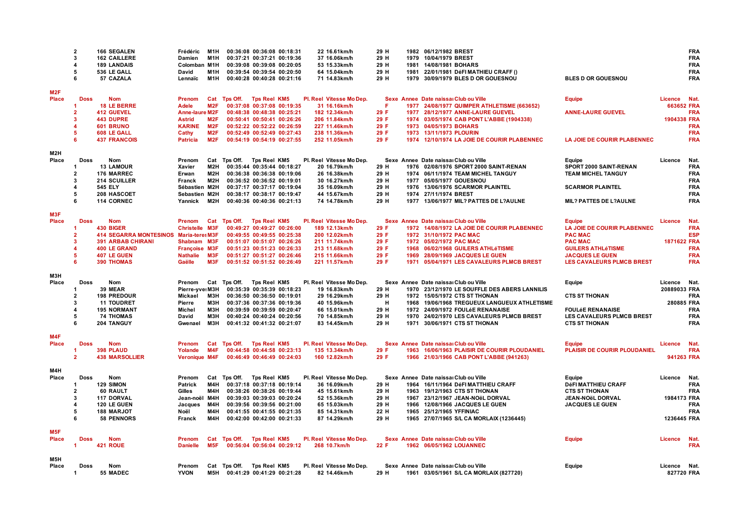| Place | Doss | Nom | Prenom | Cat | Tps Off. | Tps Reel | KM5 | Pl. Reel | Vitesse | Mo Dep. | Sexe | Annee | Date naissance | Club ou Ville | Equipe | Licence | Nat. |
|---|---|---|---|---|---|---|---|---|---|---|---|---|---|---|---|---|---|
| 2 | 166 | SEGALEN | Frédéric | M1H | 00:36:08 | 00:36:08 | 00:18:31 | 22 | 16.61km/h | | 29 H | 1982 | 06/12/1982 | BREST | | | FRA |
| 3 | 162 | CAILLERE | Damien | M1H | 00:37:21 | 00:37:21 | 00:19:36 | 37 | 16.06km/h | | 29 H | 1979 | 10/04/1979 | BREST | | | FRA |
| 4 | 189 | LANDAIS | Colomban | M1H | 00:39:08 | 00:39:08 | 00:20:05 | 53 | 15.33km/h | | 29 H | 1981 | 14/08/1981 | BOHARS | | | FRA |
| 5 | 536 | LE GALL | David | M1H | 00:39:54 | 00:39:54 | 00:20:50 | 64 | 15.04km/h | | 29 H | 1981 | 22/01/1981 | DéFI MATHIEU CRAFF () | | | FRA |
| 6 | 57 | CAZALA | Lennaïc | M1H | 00:40:28 | 00:40:28 | 00:21:16 | 71 | 14.83km/h | | 29 H | 1979 | 30/09/1979 | BLES D OR GOUESNOU | BLES D OR GOUESNOU | | FRA |

**M2F**

| Place | Doss | Nom | Prenom | Cat | Tps Off. | Tps Reel | KM5 | Pl. Reel | Vitesse | Mo Dep. | Sexe | Annee | Date naissance | Club ou Ville | Equipe | Licence | Nat. |
|---|---|---|---|---|---|---|---|---|---|---|---|---|---|---|---|---|---|
| 1 | 18 | LE BERRE | Adele | M2F | 00:37:08 | 00:37:08 | 00:19:35 | 31 | 16.16km/h | | F | 1977 | 24/08/1977 | QUIMPER ATHLETISME (663652) | | 663652 | FRA |
| 2 | 412 | GUEVEL | Anne-laure | M2F | 00:48:38 | 00:48:38 | 00:25:21 | 182 | 12.34km/h | | 29 F | 1977 | 28/12/1977 | ANNE-LAURE GUEVEL | ANNE-LAURE GUEVEL | | FRA |
| 3 | 443 | DUPRE | Astrid | M2F | 00:50:41 | 00:50:41 | 00:26:26 | 206 | 11.84km/h | | 29 F | 1974 | 03/05/1974 | CAB PONT L'ABBE (1904338) | | 1904338 | FRA |
| 4 | 601 | BRUNO | KARINE | M2F | 00:52:22 | 00:52:22 | 00:26:59 | 227 | 11.46km/h | | 29 F | 1973 | 04/05/1973 | BOHARS | | | FRA |
| 5 | 608 | LE GALL | Cathy | M2F | 00:52:49 | 00:52:49 | 00:27:43 | 238 | 11.36km/h | | 29 F | 1973 | 13/11/1973 | PLOURIN | | | FRA |
| 6 | 437 | FRANCOIS | Patricia | M2F | 00:54:19 | 00:54:19 | 00:27:55 | 252 | 11.05km/h | | 29 F | 1974 | 12/10/1974 | LA JOIE DE COURIR PLABENNEC | LA JOIE DE COURIR PLABENNEC | | FRA |

**M2H**

| Place | Doss | Nom | Prenom | Cat | Tps Off. | Tps Reel | KM5 | Pl. Reel | Vitesse | Mo Dep. | Sexe | Annee | Date naissance | Club ou Ville | Equipe | Licence | Nat. |
|---|---|---|---|---|---|---|---|---|---|---|---|---|---|---|---|---|---|
| 1 | 13 | LAMOUR | Xavier | M2H | 00:35:44 | 00:35:44 | 00:18:27 | 20 | 16.79km/h | | 29 H | 1976 | 02/08/1976 | SPORT 2000 SAINT-RENAN | SPORT 2000 SAINT-RENAN | | FRA |
| 2 | 176 | MARREC | Erwan | M2H | 00:36:38 | 00:36:38 | 00:19:06 | 26 | 16.38km/h | | 29 H | 1974 | 06/11/1974 | TEAM MICHEL TANGUY | TEAM MICHEL TANGUY | | FRA |
| 3 | 214 | SCUILLER | Franck | M2H | 00:36:52 | 00:36:52 | 00:19:01 | 30 | 16.27km/h | | 29 H | 1977 | 05/05/1977 | GOUESNOU | | | FRA |
| 4 | 545 | ELY | Sébastien | M2H | 00:37:17 | 00:37:17 | 00:19:04 | 35 | 16.09km/h | | 29 H | 1976 | 13/06/1976 | SCARMOR PLAINTEL | SCARMOR PLAINTEL | | FRA |
| 5 | 208 | HASCOET | Sebastien | M2H | 00:38:17 | 00:38:17 | 00:19:47 | 44 | 15.67km/h | | 29 H | 1974 | 27/11/1974 | BREST | | | FRA |
| 6 | 114 | CORNEC | Yannick | M2H | 00:40:36 | 00:40:36 | 00:21:13 | 74 | 14.78km/h | | 29 H | 1977 | 13/06/1977 | MIL? PATTES DE L?AULNE | MIL? PATTES DE L?AULNE | | FRA |

**M3F**

| Place | Doss | Nom | Prenom | Cat | Tps Off. | Tps Reel | KM5 | Pl. Reel | Vitesse | Mo Dep. | Sexe | Annee | Date naissance | Club ou Ville | Equipe | Licence | Nat. |
|---|---|---|---|---|---|---|---|---|---|---|---|---|---|---|---|---|---|
| 1 | 430 | BIGER | Christelle | M3F | 00:49:27 | 00:49:27 | 00:26:00 | 189 | 12.13km/h | | 29 F | 1972 | 14/08/1972 | LA JOIE DE COURIR PLABENNEC | LA JOIE DE COURIR PLABENNEC | | FRA |
| 2 | 414 | SEGARRA MONTESINOS | Maria-teresa | M3F | 00:49:55 | 00:49:55 | 00:25:38 | 200 | 12.02km/h | | 29 F | 1972 | 31/10/1972 | PAC MAC | PAC MAC | | ESP |
| 3 | 391 | ARBAB CHIRANI | Shabnam | M3F | 00:51:07 | 00:51:07 | 00:26:26 | 211 | 11.74km/h | | 29 F | 1972 | 05/02/1972 | PAC MAC | PAC MAC | 1871622 | FRA |
| 4 | 400 | LE GRAND | Françoise | M3F | 00:51:23 | 00:51:23 | 00:26:33 | 213 | 11.68km/h | | 29 F | 1968 | 06/02/1968 | GUILERS ATHLéTISME | GUILERS ATHLéTISME | | FRA |
| 5 | 407 | LE GUEN | Nathalie | M3F | 00:51:27 | 00:51:27 | 00:26:46 | 215 | 11.66km/h | | 29 F | 1969 | 28/09/1969 | JACQUES LE GUEN | JACQUES LE GUEN | | FRA |
| 6 | 390 | THOMAS | Gaëlle | M3F | 00:51:52 | 00:51:52 | 00:26:49 | 221 | 11.57km/h | | 29 F | 1971 | 05/04/1971 | LES CAVALEURS PLMCB BREST | LES CAVALEURS PLMCB BREST | | FRA |

**M3H**

| Place | Doss | Nom | Prenom | Cat | Tps Off. | Tps Reel | KM5 | Pl. Reel | Vitesse | Mo Dep. | Sexe | Annee | Date naissance | Club ou Ville | Equipe | Licence | Nat. |
|---|---|---|---|---|---|---|---|---|---|---|---|---|---|---|---|---|---|
| 1 | 39 | MEAR | Pierre-yves | M3H | 00:35:39 | 00:35:39 | 00:18:23 | 19 | 16.83km/h | | 29 H | 1970 | 23/12/1970 | LE SOUFFLE DES ABERS LANNILIS | | 20889033 | FRA |
| 2 | 198 | PREDOUR | Mickael | M3H | 00:36:50 | 00:36:50 | 00:19:01 | 29 | 16.29km/h | | 29 H | 1972 | 15/05/1972 | CTS ST THONAN | CTS ST THONAN | | FRA |
| 3 | 11 | TOUDRET | Pierre | M3H | 00:37:36 | 00:37:36 | 00:19:36 | 40 | 15.96km/h | | H | 1968 | 19/06/1968 | TREGUEUX LANGUEUX ATHLETISME | | 280885 | FRA |
| 4 | 195 | NORMANT | Michel | M3H | 00:39:59 | 00:39:59 | 00:20:47 | 66 | 15.01km/h | | 29 H | 1972 | 24/09/1972 | FOULéE RENANAISE | FOULéE RENANAISE | | FRA |
| 5 | 74 | THOMAS | David | M3H | 00:40:24 | 00:40:24 | 00:20:56 | 70 | 14.85km/h | | 29 H | 1970 | 24/02/1970 | LES CAVALEURS PLMCB BREST | LES CAVALEURS PLMCB BREST | | FRA |
| 6 | 204 | TANGUY | Gwenael | M3H | 00:41:32 | 00:41:32 | 00:21:07 | 83 | 14.45km/h | | 29 H | 1971 | 30/06/1971 | CTS ST THONAN | CTS ST THONAN | | FRA |

**M4F**

| Place | Doss | Nom | Prenom | Cat | Tps Off. | Tps Reel | KM5 | Pl. Reel | Vitesse | Mo Dep. | Sexe | Annee | Date naissance | Club ou Ville | Equipe | Licence | Nat. |
|---|---|---|---|---|---|---|---|---|---|---|---|---|---|---|---|---|---|
| 1 | 398 | PLAUD | Yolande | M4F | 00:44:58 | 00:44:58 | 00:23:13 | 135 | 13.34km/h | | 29 F | 1963 | 16/06/1963 | PLAISIR DE COURIR PLOUDANIEL | PLAISIR DE COURIR PLOUDANIEL | | FRA |
| 2 | 438 | MARSOLLIER | Veronique | M4F | 00:46:49 | 00:46:49 | 00:24:03 | 160 | 12.82km/h | | 29 F | 1966 | 21/03/1966 | CAB PONT L'ABBE (941263) | | 941263 | FRA |

**M4H**

| Place | Doss | Nom | Prenom | Cat | Tps Off. | Tps Reel | KM5 | Pl. Reel | Vitesse | Mo Dep. | Sexe | Annee | Date naissance | Club ou Ville | Equipe | Licence | Nat. |
|---|---|---|---|---|---|---|---|---|---|---|---|---|---|---|---|---|---|
| 1 | 129 | SIMON | Patrick | M4H | 00:37:18 | 00:37:18 | 00:19:14 | 36 | 16.09km/h | | 29 H | 1964 | 16/11/1964 | DéFI MATTHIEU CRAFF | DéFI MATTHIEU CRAFF | | FRA |
| 2 | 60 | RAULT | Gilles | M4H | 00:38:26 | 00:38:26 | 00:19:44 | 45 | 15.61km/h | | 29 H | 1963 | 19/12/1963 | CTS ST THONAN | CTS ST THONAN | | FRA |
| 3 | 117 | DORVAL | Jean-noël | M4H | 00:39:03 | 00:39:03 | 00:20:24 | 52 | 15.36km/h | | 29 H | 1967 | 23/12/1967 | JEAN-NOëL DORVAL | JEAN-NOëL DORVAL | 1984173 | FRA |
| 4 | 120 | LE GUEN | Jacques | M4H | 00:39:56 | 00:39:56 | 00:21:00 | 65 | 15.03km/h | | 29 H | 1966 | 12/08/1966 | JACQUES LE GUEN | JACQUES LE GUEN | | FRA |
| 5 | 188 | MARJOT | Noël | M4H | 00:41:55 | 00:41:55 | 00:21:35 | 85 | 14.31km/h | | 22 H | 1965 | 25/12/1965 | YFFINIAC | | | FRA |
| 6 | 58 | PENNORS | Franck | M4H | 00:42:00 | 00:42:00 | 00:21:33 | 87 | 14.29km/h | | 29 H | 1965 | 27/07/1965 | S/L CA MORLAIX (1236445) | | 1236445 | FRA |

**M5F**

| Place | Doss | Nom | Prenom | Cat | Tps Off. | Tps Reel | KM5 | Pl. Reel | Vitesse | Mo Dep. | Sexe | Annee | Date naissance | Club ou Ville | Equipe | Licence | Nat. |
|---|---|---|---|---|---|---|---|---|---|---|---|---|---|---|---|---|---|
| 1 | 421 | ROUE | Danielle | M5F | 00:56:04 | 00:56:04 | 00:29:12 | 268 | 10.7km/h | | 22 F | 1962 | 06/05/1962 | LOUANNEC | | | FRA |

**M5H**

| Place | Doss | Nom | Prenom | Cat | Tps Off. | Tps Reel | KM5 | Pl. Reel | Vitesse | Mo Dep. | Sexe | Annee | Date naissance | Club ou Ville | Equipe | Licence | Nat. |
|---|---|---|---|---|---|---|---|---|---|---|---|---|---|---|---|---|---|
| 1 | 55 | MADEC | YVON | M5H | 00:41:29 | 00:41:29 | 00:21:28 | 82 | 14.46km/h | | 29 H | 1961 | 03/05/1961 | S/L CA MORLAIX (827720) | | 827720 | FRA |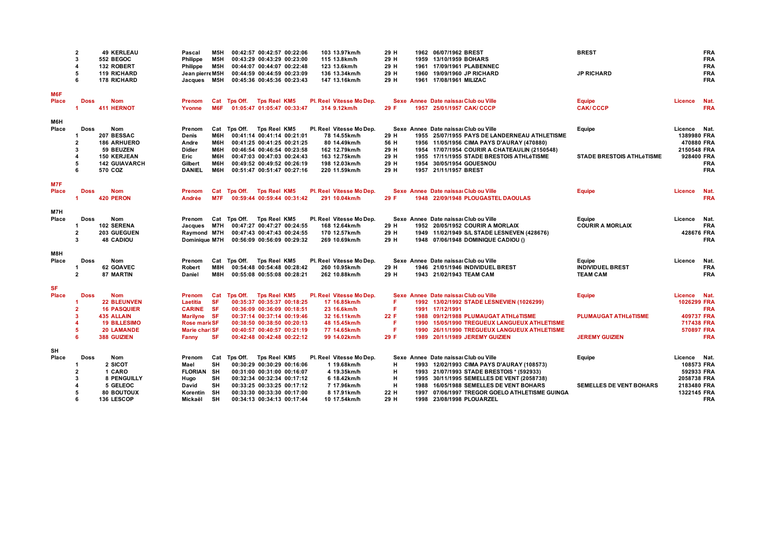| | | | | | | | | | | | | | | | | | | |
|---|---|---|---|---|---|---|---|---|---|---|---|---|---|---|---|---|---|---|
| | 2 | 49 | KERLEAU | Pascal | M5H | 00:42:57 | 00:42:57 | 00:22:06 | 103 | 13.97km/h | 29 | H | 1962 | 06/07/1962 | BREST | BREST | | FRA |
| | 3 | 552 | BEGOC | Philippe | M5H | 00:43:29 | 00:43:29 | 00:23:00 | 115 | 13.8km/h | 29 | H | 1959 | 13/10/1959 | BOHARS | | | FRA |
| | 4 | 132 | ROBERT | Philippe | M5H | 00:44:07 | 00:44:07 | 00:22:48 | 123 | 13.6km/h | 29 | H | 1961 | 17/09/1961 | PLABENNEC | | | FRA |
| | 5 | 119 | RICHARD | Jean pierre | M5H | 00:44:59 | 00:44:59 | 00:23:09 | 136 | 13.34km/h | 29 | H | 1960 | 19/09/1960 | JP RICHARD | JP RICHARD | | FRA |
| | 6 | 178 | RICHARD | Jacques | M5H | 00:45:36 | 00:45:36 | 00:23:43 | 147 | 13.16km/h | 29 | H | 1961 | 17/08/1961 | MILIZAC | | | FRA |

**M6F**

| Place | Doss | Nom | Prenom | Cat | Tps Off. | Tps Reel | KM5 | Pl. Reel | Vitesse | Mo Dep. | Sexe | Annee | Date naissance | Club ou Ville | Equipe | Licence | Nat. |
|---|---|---|---|---|---|---|---|---|---|---|---|---|---|---|---|---|---|
| 1 | 411 | HERNOT | Yvonne | M6F | 01:05:47 | 01:05:47 | 00:33:47 | 314 | 9.12km/h | 29 | F | 1957 | 25/01/1957 | CAK/ CCCP | CAK/ CCCP | | FRA |

**M6H**

| Place | Doss | Nom | Prenom | Cat | Tps Off. | Tps Reel | KM5 | Pl. Reel | Vitesse | Mo Dep. | Sexe | Annee | Date naissance | Club ou Ville | Equipe | Licence | Nat. |
|---|---|---|---|---|---|---|---|---|---|---|---|---|---|---|---|---|---|
| 1 | 207 | BESSAC | Denis | M6H | 00:41:14 | 00:41:14 | 00:21:01 | 78 | 14.55km/h | 29 | H | 1955 | 25/07/1955 | PAYS DE LANDERNEAU ATHLETISME | | 1389980 | FRA |
| 2 | 186 | ARHUERO | Andre | M6H | 00:41:25 | 00:41:25 | 00:21:25 | 80 | 14.49km/h | 56 | H | 1956 | 11/05/1956 | CIMA PAYS D'AURAY (470880) | | 470880 | FRA |
| 3 | 59 | BEUZEN | Didier | M6H | 00:46:54 | 00:46:54 | 00:23:58 | 162 | 12.79km/h | 29 | H | 1954 | 17/07/1954 | COURIR A CHATEAULIN (2150548) | | 2150548 | FRA |
| 4 | 150 | KERJEAN | Eric | M6H | 00:47:03 | 00:47:03 | 00:24:43 | 163 | 12.75km/h | 29 | H | 1955 | 17/11/1955 | STADE BRESTOIS ATHLéTISME | STADE BRESTOIS ATHLéTISME | 928400 | FRA |
| 5 | 142 | GUIAVARCH | Gilbert | M6H | 00:49:52 | 00:49:52 | 00:26:19 | 198 | 12.03km/h | 29 | H | 1954 | 30/05/1954 | GOUESNOU | | | FRA |
| 6 | 570 | COZ | DANIEL | M6H | 00:51:47 | 00:51:47 | 00:27:16 | 220 | 11.59km/h | 29 | H | 1957 | 21/11/1957 | BREST | | | FRA |

**M7F**

| Place | Doss | Nom | Prenom | Cat | Tps Off. | Tps Reel | KM5 | Pl. Reel | Vitesse | Mo Dep. | Sexe | Annee | Date naissance | Club ou Ville | Equipe | Licence | Nat. |
|---|---|---|---|---|---|---|---|---|---|---|---|---|---|---|---|---|---|
| 1 | 420 | PERON | Andrée | M7F | 00:59:44 | 00:59:44 | 00:31:42 | 291 | 10.04km/h | 29 | F | 1948 | 22/09/1948 | PLOUGASTEL DAOULAS | | | FRA |

**M7H**

| Place | Doss | Nom | Prenom | Cat | Tps Off. | Tps Reel | KM5 | Pl. Reel | Vitesse | Mo Dep. | Sexe | Annee | Date naissance | Club ou Ville | Equipe | Licence | Nat. |
|---|---|---|---|---|---|---|---|---|---|---|---|---|---|---|---|---|---|
| 1 | 102 | SERENA | Jacques | M7H | 00:47:27 | 00:47:27 | 00:24:55 | 168 | 12.64km/h | 29 | H | 1952 | 20/05/1952 | COURIR A MORLAIX | COURIR A MORLAIX | | FRA |
| 2 | 203 | GUEGUEN | Raymond | M7H | 00:47:43 | 00:47:43 | 00:24:55 | 170 | 12.57km/h | 29 | H | 1949 | 11/02/1949 | S/L STADE LESNEVEN (428676) | | 428676 | FRA |
| 3 | 48 | CADIOU | Dominique | M7H | 00:56:09 | 00:56:09 | 00:29:32 | 269 | 10.69km/h | 29 | H | 1948 | 07/06/1948 | DOMINIQUE CADIOU () | | | FRA |

**M8H**

| Place | Doss | Nom | Prenom | Cat | Tps Off. | Tps Reel | KM5 | Pl. Reel | Vitesse | Mo Dep. | Sexe | Annee | Date naissance | Club ou Ville | Equipe | Licence | Nat. |
|---|---|---|---|---|---|---|---|---|---|---|---|---|---|---|---|---|---|
| 1 | 62 | GOAVEC | Robert | M8H | 00:54:48 | 00:54:48 | 00:28:42 | 260 | 10.95km/h | 29 | H | 1946 | 21/01/1946 | INDIVIDUEL BREST | INDIVIDUEL BREST | | FRA |
| 2 | 87 | MARTIN | Daniel | M8H | 00:55:08 | 00:55:08 | 00:28:21 | 262 | 10.88km/h | 29 | H | 1943 | 21/02/1943 | TEAM CAM | TEAM CAM | | FRA |

**SF**

| Place | Doss | Nom | Prenom | Cat | Tps Off. | Tps Reel | KM5 | Pl. Reel | Vitesse | Mo Dep. | Sexe | Annee | Date naissance | Club ou Ville | Equipe | Licence | Nat. |
|---|---|---|---|---|---|---|---|---|---|---|---|---|---|---|---|---|---|
| 1 | 22 | BLEUNVEN | Laetitia | SF | 00:35:37 | 00:35:37 | 00:18:25 | 17 | 16.85km/h | | F | 1992 | 13/02/1992 | STADE LESNEVIEN (1026299) | | 1026299 | FRA |
| 2 | 16 | PASQUIER | CARINE | SF | 00:36:09 | 00:36:09 | 00:18:51 | 23 | 16.6km/h | | F | 1991 | 17/12/1991 | | | | FRA |
| 3 | 435 | ALLAIN | Marilyne | SF | 00:37:14 | 00:37:14 | 00:19:46 | 32 | 16.11km/h | 22 | F | 1988 | 09/12/1988 | PLUMAUGAT ATHLéTISME | PLUMAUGAT ATHLéTISME | 409737 | FRA |
| 4 | 19 | BILLESIMO | Rose marie | SF | 00:38:50 | 00:38:50 | 00:20:13 | 48 | 15.45km/h | | F | 1990 | 15/05/1990 | TREGUEUX LANGUEUX ATHLETISME | | 717438 | FRA |
| 5 | 20 | LAMANDE | Marie charl | SF | 00:40:57 | 00:40:57 | 00:21:19 | 77 | 14.65km/h | | F | 1990 | 26/11/1990 | TREGUEUX LANGUEUX ATHLETISME | | 570897 | FRA |
| 6 | 388 | GUIZIEN | Fanny | SF | 00:42:48 | 00:42:48 | 00:22:12 | 99 | 14.02km/h | 29 | F | 1989 | 20/11/1989 | JEREMY GUIZIEN | JEREMY GUIZIEN | | FRA |

**SH**

| Place | Doss | Nom | Prenom | Cat | Tps Off. | Tps Reel | KM5 | Pl. Reel | Vitesse | Mo Dep. | Sexe | Annee | Date naissance | Club ou Ville | Equipe | Licence | Nat. |
|---|---|---|---|---|---|---|---|---|---|---|---|---|---|---|---|---|---|
| 1 | 2 | SICOT | Mael | SH | 00:30:29 | 00:30:29 | 00:16:06 | 1 | 19.68km/h | | H | 1993 | 12/02/1993 | CIMA PAYS D'AURAY (108573) | | 108573 | FRA |
| 2 | 1 | CARO | FLORIAN | SH | 00:31:00 | 00:31:00 | 00:16:07 | 4 | 19.35km/h | | H | 1993 | 21/07/1993 | STADE BRESTOIS * (592933) | | 592933 | FRA |
| 3 | 8 | PENGUILLY | Hugo | SH | 00:32:34 | 00:32:34 | 00:17:12 | 6 | 18.42km/h | | H | 1995 | 30/11/1995 | SEMELLES DE VENT (2058738) | | 2058738 | FRA |
| 4 | 5 | GELEOC | David | SH | 00:33:25 | 00:33:25 | 00:17:12 | 7 | 17.96km/h | | H | 1988 | 16/05/1988 | SEMELLES DE VENT BOHARS | SEMELLES DE VENT BOHARS | 2183480 | FRA |
| 5 | 80 | BOUTOUX | Korentin | SH | 00:33:30 | 00:33:30 | 00:17:00 | 8 | 17.91km/h | 22 | H | 1997 | 07/06/1997 | TREGOR GOELO ATHLETISME GUINGA | | 1322145 | FRA |
| 6 | 136 | LESCOP | Mickaël | SH | 00:34:13 | 00:34:13 | 00:17:44 | 10 | 17.54km/h | 29 | H | 1998 | 23/08/1998 | PLOUARZEL | | | FRA |